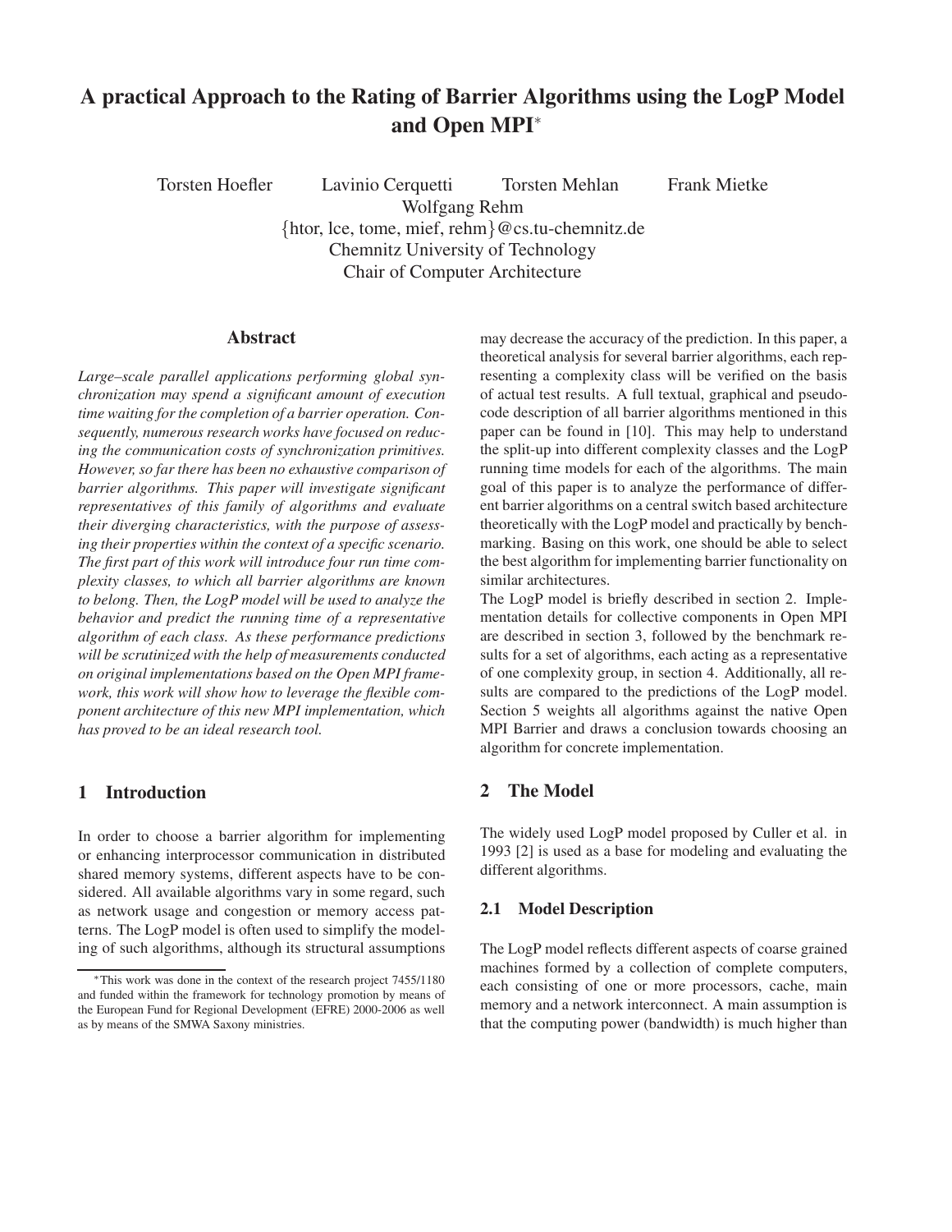# A practical Approach to the Rating of Barrier Algorithms using the LogP Model and Open MPI*

Torsten Hoefler Lavinio Cerquetti Torsten Mehlan Frank Mietke
Wolfgang Rehm
{htor, lce, tome, mief, rehm}@cs.tu-chemnitz.de
Chemnitz University of Technology
Chair of Computer Architecture

## Abstract

*Large–scale parallel applications performing global synchronization may spend a significant amount of execution time waiting for the completion of a barrier operation. Consequently, numerous research works have focused on reducing the communication costs of synchronization primitives. However, so far there has been no exhaustive comparison of barrier algorithms. This paper will investigate significant representatives of this family of algorithms and evaluate their diverging characteristics, with the purpose of assessing their properties within the context of a specific scenario. The first part of this work will introduce four run time complexity classes, to which all barrier algorithms are known to belong. Then, the LogP model will be used to analyze the behavior and predict the running time of a representative algorithm of each class. As these performance predictions will be scrutinized with the help of measurements conducted on original implementations based on the Open MPI framework, this work will show how to leverage the flexible component architecture of this new MPI implementation, which has proved to be an ideal research tool.*

## 1 Introduction

In order to choose a barrier algorithm for implementing or enhancing interprocessor communication in distributed shared memory systems, different aspects have to be considered. All available algorithms vary in some regard, such as network usage and congestion or memory access patterns. The LogP model is often used to simplify the modeling of such algorithms, although its structural assumptions may decrease the accuracy of the prediction. In this paper, a theoretical analysis for several barrier algorithms, each representing a complexity class will be verified on the basis of actual test results. A full textual, graphical and pseudocode description of all barrier algorithms mentioned in this paper can be found in [10]. This may help to understand the split-up into different complexity classes and the LogP running time models for each of the algorithms. The main goal of this paper is to analyze the performance of different barrier algorithms on a central switch based architecture theoretically with the LogP model and practically by benchmarking. Basing on this work, one should be able to select the best algorithm for implementing barrier functionality on similar architectures.

The LogP model is briefly described in section 2. Implementation details for collective components in Open MPI are described in section 3, followed by the benchmark results for a set of algorithms, each acting as a representative of one complexity group, in section 4. Additionally, all results are compared to the predictions of the LogP model. Section 5 weights all algorithms against the native Open MPI Barrier and draws a conclusion towards choosing an algorithm for concrete implementation.

## 2 The Model

The widely used LogP model proposed by Culler et al. in 1993 [2] is used as a base for modeling and evaluating the different algorithms.

### 2.1 Model Description

The LogP model reflects different aspects of coarse grained machines formed by a collection of complete computers, each consisting of one or more processors, cache, main memory and a network interconnect. A main assumption is that the computing power (bandwidth) is much higher than

*This work was done in the context of the research project 7455/1180 and funded within the framework for technology promotion by means of the European Fund for Regional Development (EFRE) 2000-2006 as well as by means of the SMWA Saxony ministries.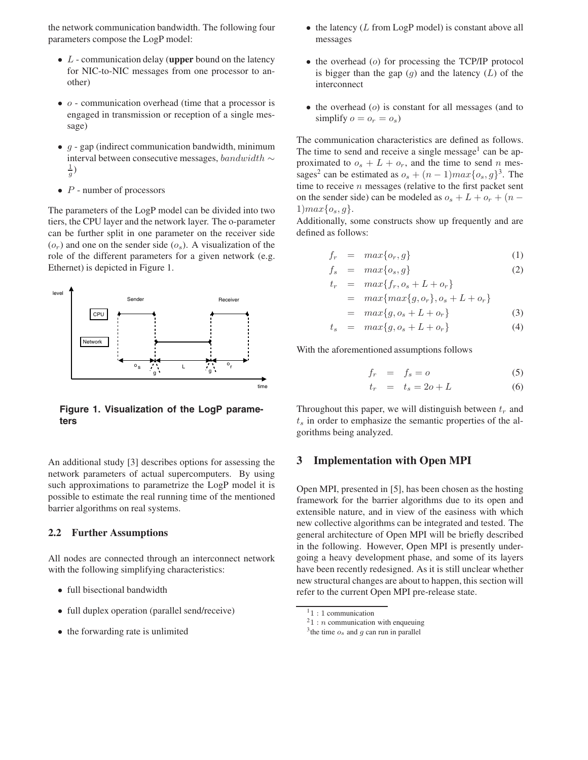the network communication bandwidth. The following four parameters compose the LogP model:

- $L$ - communication delay (**upper** bound on the latency for NIC-to-NIC messages from one processor to another)
- $o$ - communication overhead (time that a processor is engaged in transmission or reception of a single message)
- $g$ - gap (indirect communication bandwidth, minimum interval between consecutive messages, $bandwidth \sim \frac{1}{g}$)
- $P$ - number of processors

The parameters of the LogP model can be divided into two tiers, the CPU layer and the network layer. The o-parameter can be further split in one parameter on the receiver side ($o_r$) and one on the sender side ($o_s$). A visualization of the role of the different parameters for a given network (e.g. Ethernet) is depicted in Figure 1.

**Figure 1. Visualization of the LogP parameters**

An additional study [3] describes options for assessing the network parameters of actual supercomputers. By using such approximations to parametrize the LogP model it is possible to estimate the real running time of the mentioned barrier algorithms on real systems.

### 2.2 Further Assumptions

All nodes are connected through an interconnect network with the following simplifying characteristics:

- full bisectional bandwidth
- full duplex operation (parallel send/receive)
- the forwarding rate is unlimited
- the latency ($L$ from LogP model) is constant above all messages
- the overhead ($o$) for processing the TCP/IP protocol is bigger than the gap ($g$) and the latency ($L$) of the interconnect
- the overhead ($o$) is constant for all messages (and to simplify $o = o_r = o_s$)

The communication characteristics are defined as follows. The time to send and receive a single message[1] can be approximated to $o_s + L + o_r$, and the time to send $n$ messages[2] can be estimated as $o_s + (n-1)max\{o_s, g\}$[3]. The time to receive $n$ messages (relative to the first packet sent on the sender side) can be modeled as $o_s + L + o_r + (n-1)max\{o_s, g\}$.

Additionally, some constructs show up frequently and are defined as follows:

$$f_r = max\{o_r, g\} \tag{1}$$

$$f_s = max\{o_s, g\} \tag{2}$$

$$\begin{aligned} t_r &= max\{f_r, o_s + L + o_r\} \\ &= max\{max\{g, o_r\}, o_s + L + o_r\} \\ &= max\{g, o_s + L + o_r\} \end{aligned} \tag{3}$$

$$t_s = max\{g, o_s + L + o_r\} \tag{4}$$

With the aforementioned assumptions follows

$$f_r = f_s = o \tag{5}$$

$$t_r = t_s = 2o + L \tag{6}$$

Throughout this paper, we will distinguish between $t_r$ and $t_s$ in order to emphasize the semantic properties of the algorithms being analyzed.

## 3 Implementation with Open MPI

Open MPI, presented in [5], has been chosen as the hosting framework for the barrier algorithms due to its open and extensible nature, and in view of the easiness with which new collective algorithms can be integrated and tested. The general architecture of Open MPI will be briefly described in the following. However, Open MPI is presently undergoing a heavy development phase, and some of its layers have been recently redesigned. As it is still unclear whether new structural changes are about to happen, this section will refer to the current Open MPI pre-release state.

---

[1] $1 : 1$ communication

[2] $1 : n$ communication with enqueuing

[3] the time $o_s$ and $g$ can run in parallel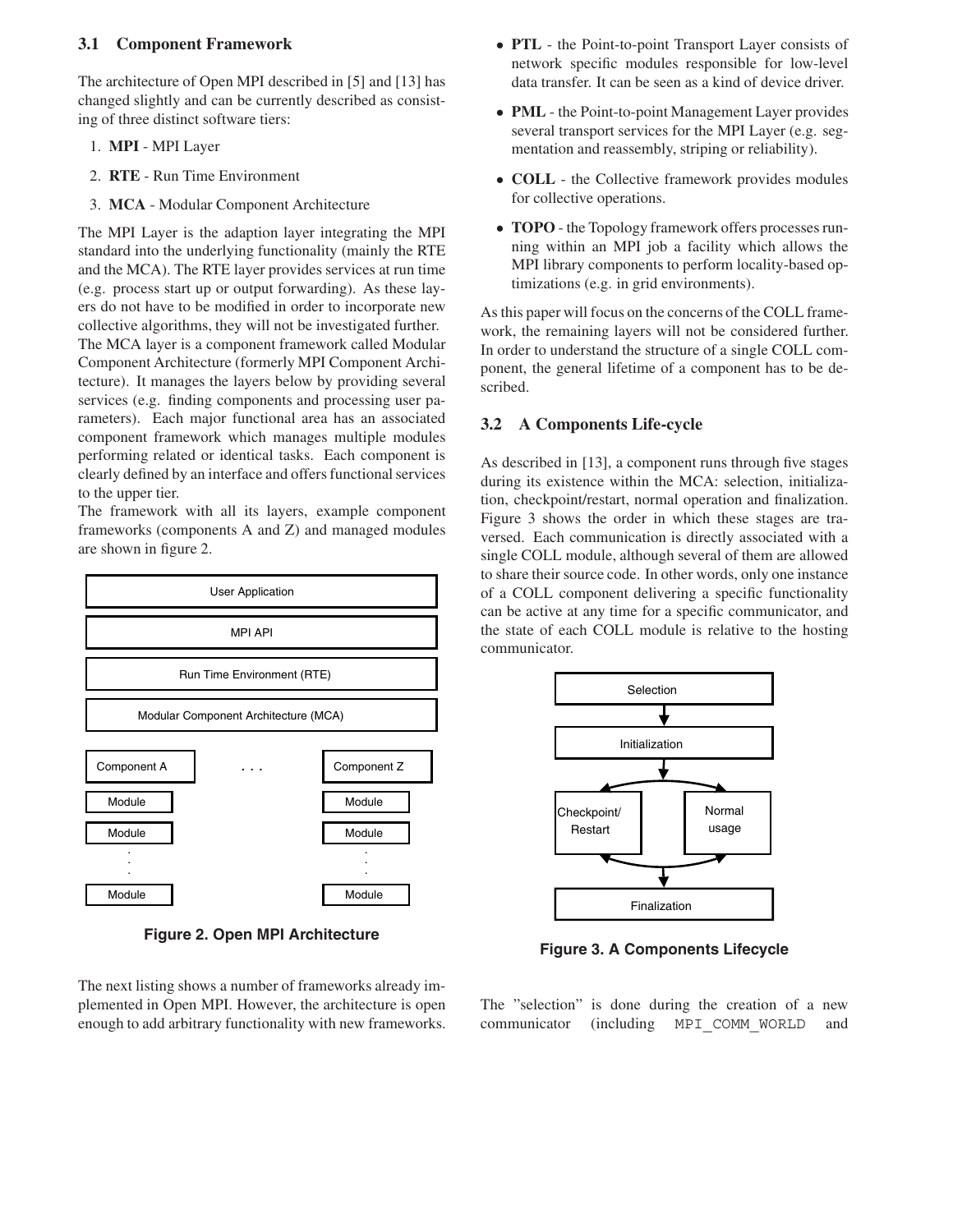### 3.1 Component Framework

The architecture of Open MPI described in [5] and [13] has changed slightly and can be currently described as consisting of three distinct software tiers:

1. **MPI** - MPI Layer
2. **RTE** - Run Time Environment
3. **MCA** - Modular Component Architecture

The MPI Layer is the adaption layer integrating the MPI standard into the underlying functionality (mainly the RTE and the MCA). The RTE layer provides services at run time (e.g. process start up or output forwarding). As these layers do not have to be modified in order to incorporate new collective algorithms, they will not be investigated further.
The MCA layer is a component framework called Modular Component Architecture (formerly MPI Component Architecture). It manages the layers below by providing several services (e.g. finding components and processing user parameters). Each major functional area has an associated component framework which manages multiple modules performing related or identical tasks. Each component is clearly defined by an interface and offers functional services to the upper tier.
The framework with all its layers, example component frameworks (components A and Z) and managed modules are shown in figure 2.

**Figure 2. Open MPI Architecture**

The next listing shows a number of frameworks already implemented in Open MPI. However, the architecture is open enough to add arbitrary functionality with new frameworks.

- **PTL** - the Point-to-point Transport Layer consists of network specific modules responsible for low-level data transfer. It can be seen as a kind of device driver.
- **PML** - the Point-to-point Management Layer provides several transport services for the MPI Layer (e.g. segmentation and reassembly, striping or reliability).
- **COLL** - the Collective framework provides modules for collective operations.
- **TOPO** - the Topology framework offers processes running within an MPI job a facility which allows the MPI library components to perform locality-based optimizations (e.g. in grid environments).

As this paper will focus on the concerns of the COLL framework, the remaining layers will not be considered further. In order to understand the structure of a single COLL component, the general lifetime of a component has to be described.

### 3.2 A Components Life-cycle

As described in [13], a component runs through five stages during its existence within the MCA: selection, initialization, checkpoint/restart, normal operation and finalization. Figure 3 shows the order in which these stages are traversed. Each communication is directly associated with a single COLL module, although several of them are allowed to share their source code. In other words, only one instance of a COLL component delivering a specific functionality can be active at any time for a specific communicator, and the state of each COLL module is relative to the hosting communicator.

**Figure 3. A Components Lifecycle**

The "selection" is done during the creation of a new communicator (including `MPI_COMM_WORLD` and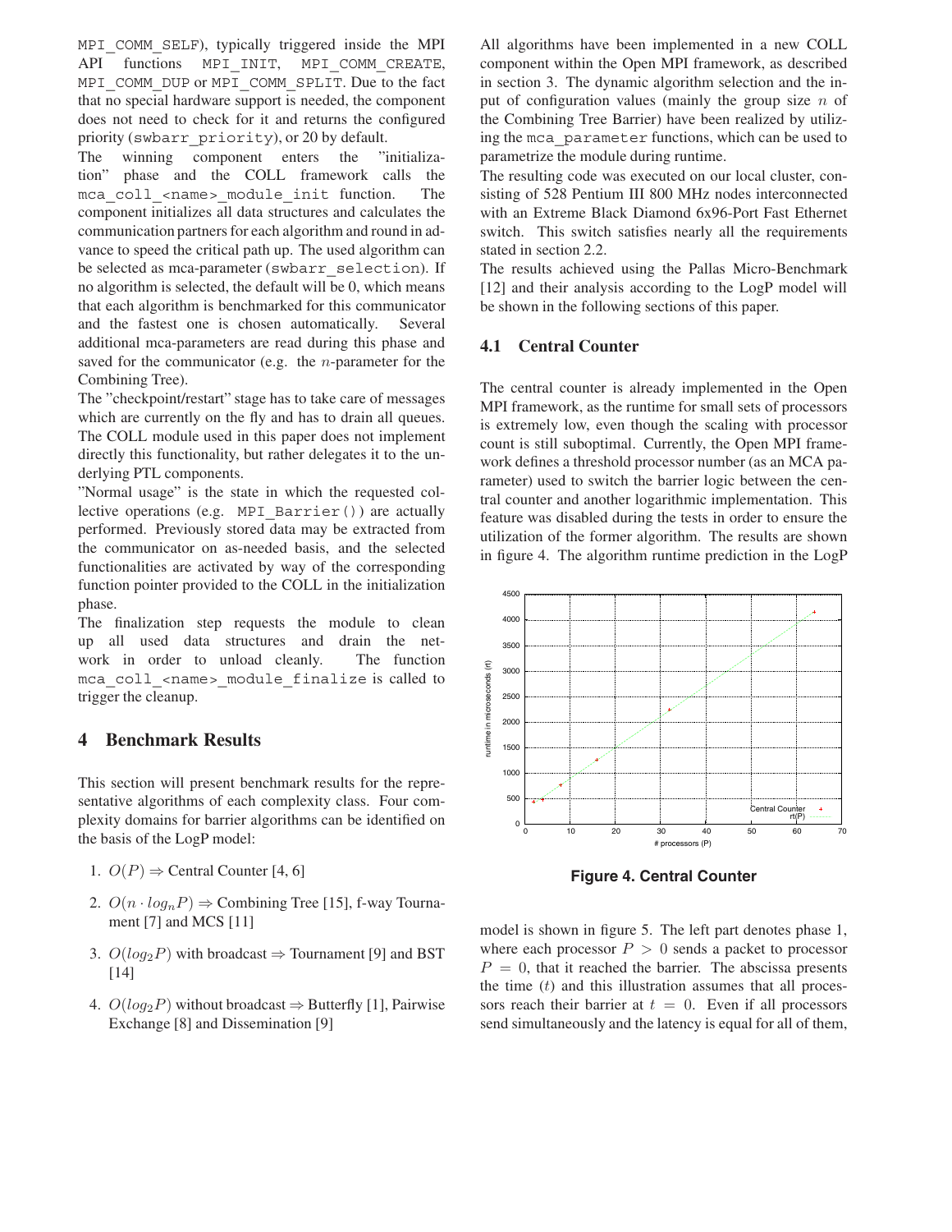MPI_COMM_SELF), typically triggered inside the MPI API functions MPI_INIT, MPI_COMM_CREATE, MPI_COMM_DUP or MPI_COMM_SPLIT. Due to the fact that no special hardware support is needed, the component does not need to check for it and returns the configured priority (swbarr_priority), or 20 by default.

The winning component enters the "initialization" phase and the COLL framework calls the mca_coll_<name>_module_init function. The component initializes all data structures and calculates the communication partners for each algorithm and round in advance to speed the critical path up. The used algorithm can be selected as mca-parameter (swbarr_selection). If no algorithm is selected, the default will be 0, which means that each algorithm is benchmarked for this communicator and the fastest one is chosen automatically. Several additional mca-parameters are read during this phase and saved for the communicator (e.g. the $n$-parameter for the Combining Tree).

The "checkpoint/restart" stage has to take care of messages which are currently on the fly and has to drain all queues. The COLL module used in this paper does not implement directly this functionality, but rather delegates it to the underlying PTL components.

"Normal usage" is the state in which the requested collective operations (e.g. MPI_Barrier()) are actually performed. Previously stored data may be extracted from the communicator on as-needed basis, and the selected functionalities are activated by way of the corresponding function pointer provided to the COLL in the initialization phase.

The finalization step requests the module to clean up all used data structures and drain the network in order to unload cleanly. The function mca_coll_<name>_module_finalize is called to trigger the cleanup.

## 4 Benchmark Results

This section will present benchmark results for the representative algorithms of each complexity class. Four complexity domains for barrier algorithms can be identified on the basis of the LogP model:

1. $O(P) \Rightarrow$ Central Counter [4, 6]
2. $O(n \cdot log_n P) \Rightarrow$ Combining Tree [15], f-way Tournament [7] and MCS [11]
3. $O(log_2 P)$ with broadcast $\Rightarrow$ Tournament [9] and BST [14]
4. $O(log_2 P)$ without broadcast $\Rightarrow$ Butterfly [1], Pairwise Exchange [8] and Dissemination [9]

All algorithms have been implemented in a new COLL component within the Open MPI framework, as described in section 3. The dynamic algorithm selection and the input of configuration values (mainly the group size $n$ of the Combining Tree Barrier) have been realized by utilizing the mca_parameter functions, which can be used to parametrize the module during runtime.

The resulting code was executed on our local cluster, consisting of 528 Pentium III 800 MHz nodes interconnected with an Extreme Black Diamond 6x96-Port Fast Ethernet switch. This switch satisfies nearly all the requirements stated in section 2.2.

The results achieved using the Pallas Micro-Benchmark [12] and their analysis according to the LogP model will be shown in the following sections of this paper.

### 4.1 Central Counter

The central counter is already implemented in the Open MPI framework, as the runtime for small sets of processors is extremely low, even though the scaling with processor count is still suboptimal. Currently, the Open MPI framework defines a threshold processor number (as an MCA parameter) used to switch the barrier logic between the central counter and another logarithmic implementation. This feature was disabled during the tests in order to ensure the utilization of the former algorithm. The results are shown in figure 4. The algorithm runtime prediction in the LogP

**Figure 4. Central Counter**

model is shown in figure 5. The left part denotes phase 1, where each processor $P > 0$ sends a packet to processor $P = 0$, that it reached the barrier. The abscissa presents the time $(t)$ and this illustration assumes that all processors reach their barrier at $t = 0$. Even if all processors send simultaneously and the latency is equal for all of them,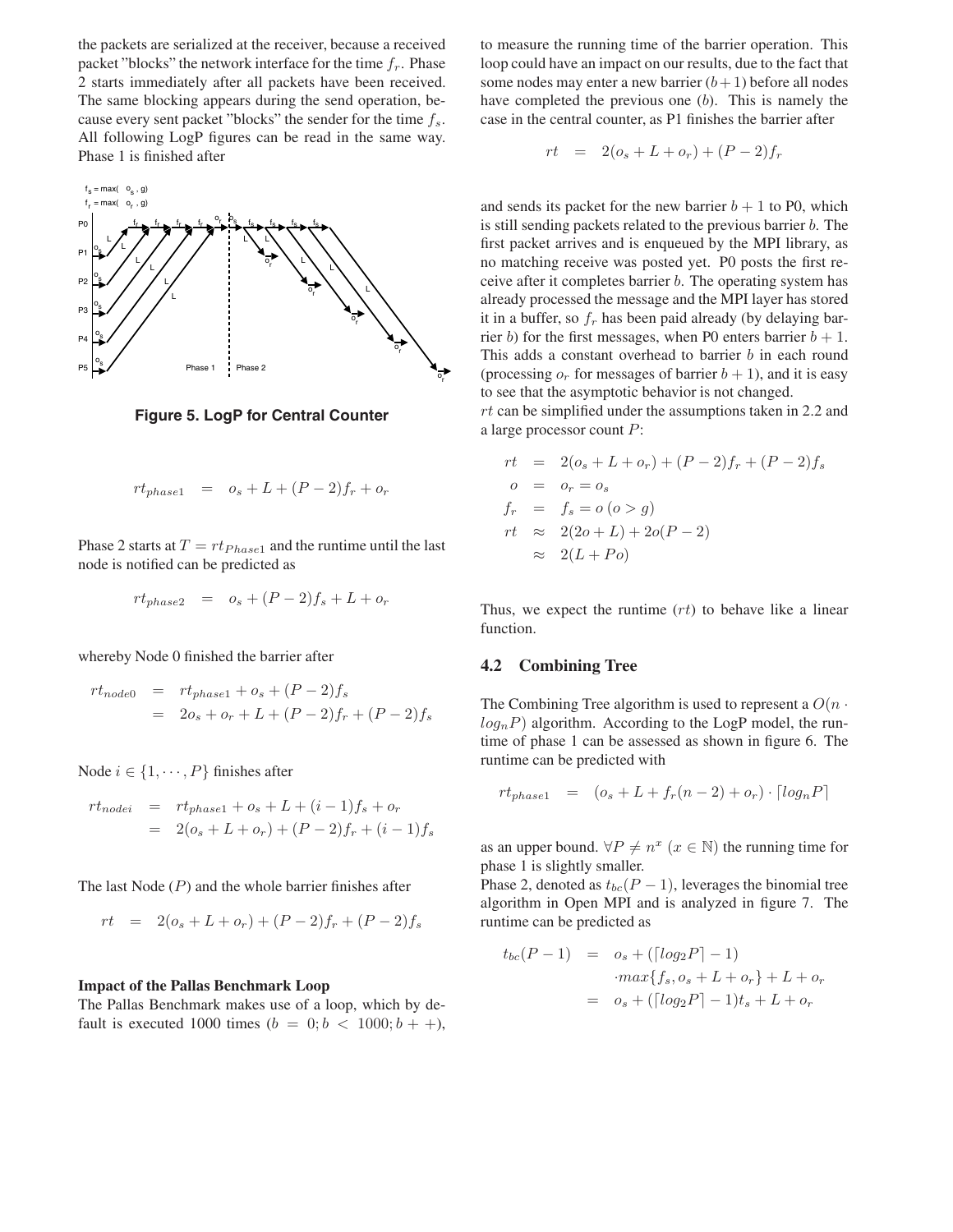the packets are serialized at the receiver, because a received packet "blocks" the network interface for the time $f_r$. Phase 2 starts immediately after all packets have been received. The same blocking appears during the send operation, because every sent packet "blocks" the sender for the time $f_s$. All following LogP figures can be read in the same way. Phase 1 is finished after

**Figure 5. LogP for Central Counter**

$$rt_{phase1} = o_s + L + (P-2)f_r + o_r$$

Phase 2 starts at $T = rt_{Phase1}$ and the runtime until the last node is notified can be predicted as

$$rt_{phase2} = o_s + (P-2)f_s + L + o_r$$

whereby Node 0 finished the barrier after

$$\begin{aligned} rt_{node0} &= rt_{phase1} + o_s + (P-2)f_s \\ &= 2o_s + o_r + L + (P-2)f_r + (P-2)f_s \end{aligned}$$

Node $i \in \{1, \cdots, P\}$ finishes after

$$\begin{aligned} rt_{nodei} &= rt_{phase1} + o_s + L + (i-1)f_s + o_r \\ &= 2(o_s + L + o_r) + (P-2)f_r + (i-1)f_s \end{aligned}$$

The last Node ($P$) and the whole barrier finishes after

$$rt = 2(o_s + L + o_r) + (P-2)f_r + (P-2)f_s$$

**Impact of the Pallas Benchmark Loop**

The Pallas Benchmark makes use of a loop, which by default is executed 1000 times ($b = 0; b < 1000; b++$), to measure the running time of the barrier operation. This loop could have an impact on our results, due to the fact that some nodes may enter a new barrier ($b+1$) before all nodes have completed the previous one ($b$). This is namely the case in the central counter, as P1 finishes the barrier after

$$rt = 2(o_s + L + o_r) + (P-2)f_r$$

and sends its packet for the new barrier $b+1$ to P0, which is still sending packets related to the previous barrier $b$. The first packet arrives and is enqueued by the MPI library, as no matching receive was posted yet. P0 posts the first receive after it completes barrier $b$. The operating system has already processed the message and the MPI layer has stored it in a buffer, so $f_r$ has been paid already (by delaying barrier $b$) for the first messages, when P0 enters barrier $b+1$. This adds a constant overhead to barrier $b$ in each round (processing $o_r$ for messages of barrier $b+1$), and it is easy to see that the asymptotic behavior is not changed.

$rt$ can be simplified under the assumptions taken in 2.2 and a large processor count $P$:

$$\begin{aligned} rt &= 2(o_s + L + o_r) + (P-2)f_r + (P-2)f_s \\ o &= o_r = o_s \\ f_r &= f_s = o \; (o > g) \\ rt &\approx 2(2o + L) + 2o(P-2) \\ &\approx 2(L + Po) \end{aligned}$$

Thus, we expect the runtime ($rt$) to behave like a linear function.

## 4.2 Combining Tree

The Combining Tree algorithm is used to represent a $O(n \cdot log_n P)$ algorithm. According to the LogP model, the runtime of phase 1 can be assessed as shown in figure 6. The runtime can be predicted with

$$rt_{phase1} = (o_s + L + f_r(n-2) + o_r) \cdot \lceil log_n P \rceil$$

as an upper bound. $\forall P \neq n^x \; (x \in \mathbb{N})$ the running time for phase 1 is slightly smaller.

Phase 2, denoted as $t_{bc}(P-1)$, leverages the binomial tree algorithm in Open MPI and is analyzed in figure 7. The runtime can be predicted as

$$\begin{aligned} t_{bc}(P-1) &= o_s + (\lceil log_2 P \rceil - 1) \\ &\quad \cdot max\{f_s, o_s + L + o_r\} + L + o_r \\ &= o_s + (\lceil log_2 P \rceil - 1)t_s + L + o_r \end{aligned}$$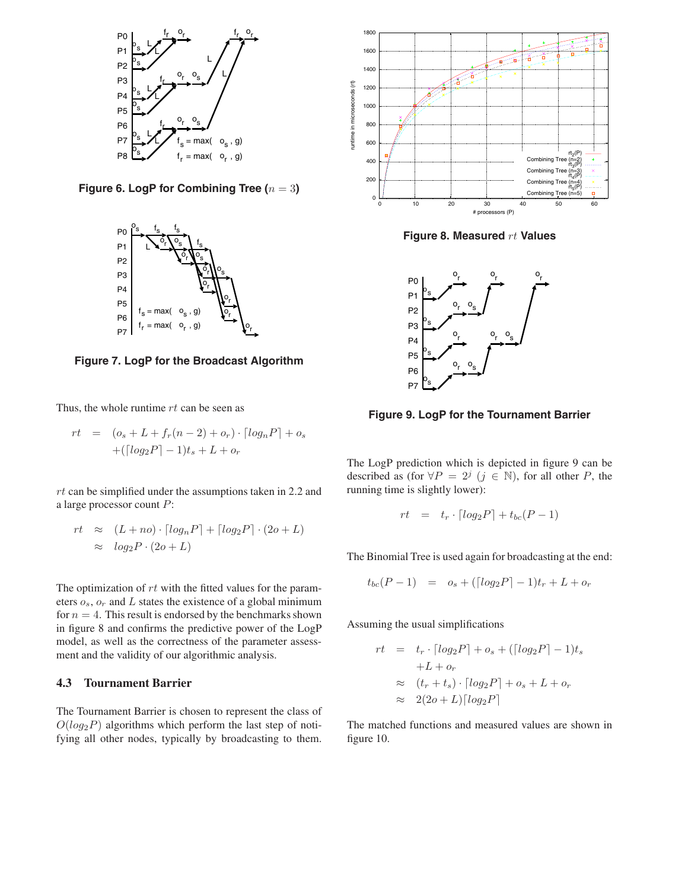Figure 6. LogP for Combining Tree ($n = 3$)

Figure 7. LogP for the Broadcast Algorithm

Thus, the whole runtime $rt$ can be seen as

$$
\begin{aligned}
rt &= (o_s + L + f_r(n-2) + o_r) \cdot \lceil log_n P \rceil + o_s \\
&\quad + (\lceil log_2 P \rceil - 1)t_s + L + o_r
\end{aligned}
$$

$rt$ can be simplified under the assumptions taken in 2.2 and a large processor count $P$:

$$
\begin{aligned}
rt &\approx (L + no) \cdot \lceil log_n P \rceil + \lceil log_2 P \rceil \cdot (2o + L) \\
&\approx log_2 P \cdot (2o + L)
\end{aligned}
$$

The optimization of $rt$ with the fitted values for the parameters $o_s$, $o_r$ and $L$ states the existence of a global minimum for $n = 4$. This result is endorsed by the benchmarks shown in figure 8 and confirms the predictive power of the LogP model, as well as the correctness of the parameter assessment and the validity of our algorithmic analysis.

### 4.3 Tournament Barrier

The Tournament Barrier is chosen to represent the class of $O(log_2 P)$ algorithms which perform the last step of notifying all other nodes, typically by broadcasting to them.

Figure 8. Measured $rt$ Values

Figure 9. LogP for the Tournament Barrier

The LogP prediction which is depicted in figure 9 can be described as (for $\forall P = 2^j$ ($j \in \mathbb{N}$), for all other $P$, the running time is slightly lower):

$$
rt = t_r \cdot \lceil log_2 P \rceil + t_{bc}(P-1)
$$

The Binomial Tree is used again for broadcasting at the end:

$$
t_{bc}(P-1) = o_s + (\lceil log_2 P \rceil - 1)t_r + L + o_r
$$

Assuming the usual simplifications

$$
\begin{aligned}
rt &= t_r \cdot \lceil log_2 P \rceil + o_s + (\lceil log_2 P \rceil - 1)t_s \\
&\quad + L + o_r \\
&\approx (t_r + t_s) \cdot \lceil log_2 P \rceil + o_s + L + o_r \\
&\approx 2(2o + L)\lceil log_2 P \rceil
\end{aligned}
$$

The matched functions and measured values are shown in figure 10.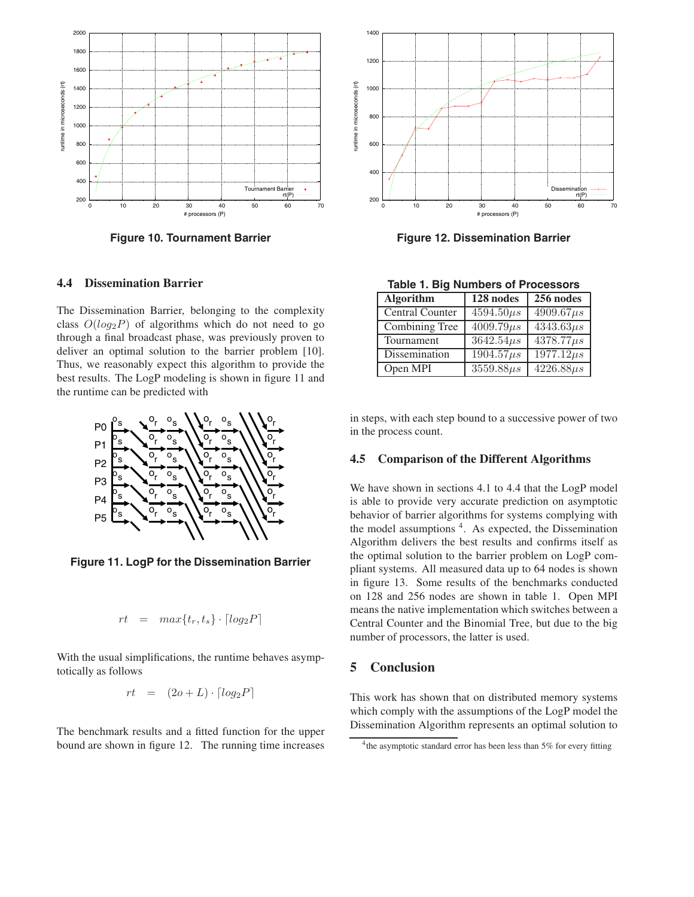Figure 10. Tournament Barrier

Figure 12. Dissemination Barrier

### 4.4 Dissemination Barrier

The Dissemination Barrier, belonging to the complexity class $O(log_2 P)$ of algorithms which do not need to go through a final broadcast phase, was previously proven to deliver an optimal solution to the barrier problem [10]. Thus, we reasonably expect this algorithm to provide the best results. The LogP modeling is shown in figure 11 and the runtime can be predicted with

Figure 11. LogP for the Dissemination Barrier

$$rt \quad = \quad max\{t_r, t_s\} \cdot \lceil log_2 P \rceil$$

With the usual simplifications, the runtime behaves asymptotically as follows

$$rt \quad = \quad (2o + L) \cdot \lceil log_2 P \rceil$$

The benchmark results and a fitted function for the upper bound are shown in figure 12. The running time increases in steps, with each step bound to a successive power of two in the process count.

Table 1. Big Numbers of Processors

| Algorithm | 128 nodes | 256 nodes |
|---|---|---|
| Central Counter | $4594.50\mu s$ | $4909.67\mu s$ |
| Combining Tree | $4009.79\mu s$ | $4343.63\mu s$ |
| Tournament | $3642.54\mu s$ | $4378.77\mu s$ |
| Dissemination | $1904.57\mu s$ | $1977.12\mu s$ |
| Open MPI | $3559.88\mu s$ | $4226.88\mu s$ |

### 4.5 Comparison of the Different Algorithms

We have shown in sections 4.1 to 4.4 that the LogP model is able to provide very accurate prediction on asymptotic behavior of barrier algorithms for systems complying with the model assumptions [4]. As expected, the Dissemination Algorithm delivers the best results and confirms itself as the optimal solution to the barrier problem on LogP compliant systems. All measured data up to 64 nodes is shown in figure 13. Some results of the benchmarks conducted on 128 and 256 nodes are shown in table 1. Open MPI means the native implementation which switches between a Central Counter and the Binomial Tree, but due to the big number of processors, the latter is used.

## 5 Conclusion

This work has shown that on distributed memory systems which comply with the assumptions of the LogP model the Dissemination Algorithm represents an optimal solution to

[4] the asymptotic standard error has been less than 5% for every fitting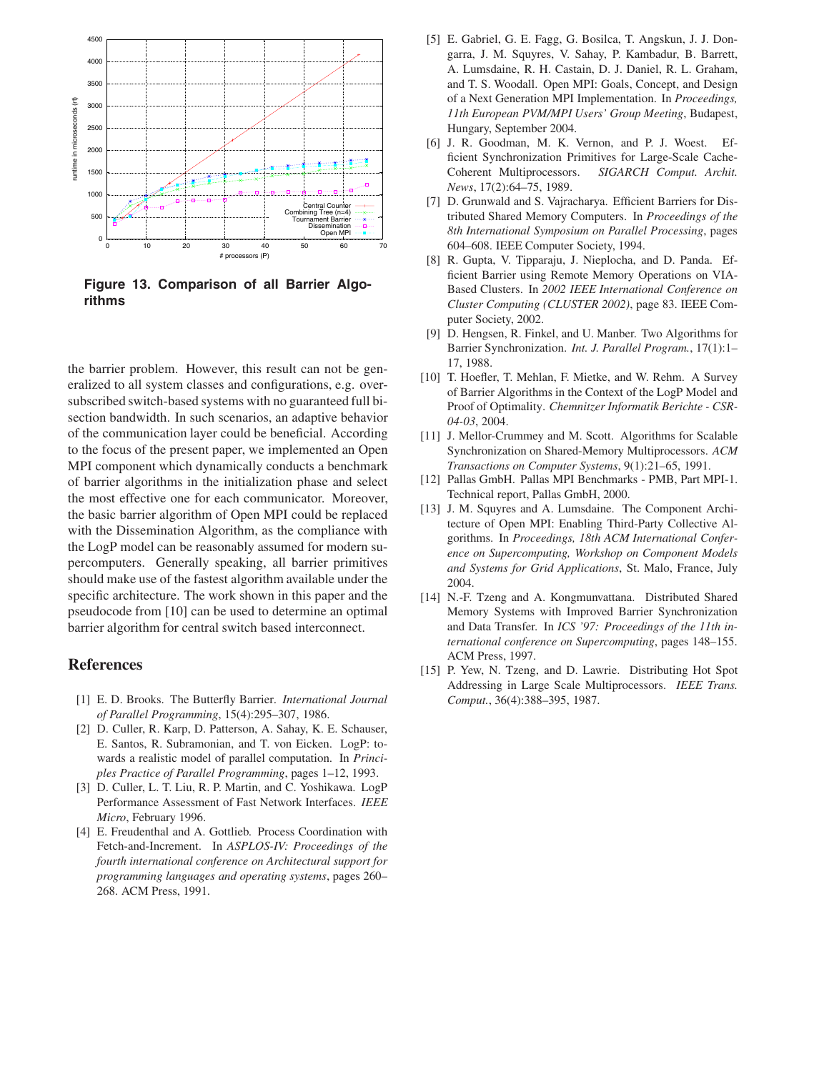4500
4000
3500
3000
2500
2000
1500
1000
500
0

runtime in microseconds (rt)

0 10 20 30 40 50 60 70

# processors (P)

Central Counter
Combining Tree (n=4)
Tournament Barrier
Dissemination
Open MPI

**Figure 13. Comparison of all Barrier Algorithms**

the barrier problem. However, this result can not be generalized to all system classes and configurations, e.g. oversubscribed switch-based systems with no guaranteed full bisection bandwidth. In such scenarios, an adaptive behavior of the communication layer could be beneficial. According to the focus of the present paper, we implemented an Open MPI component which dynamically conducts a benchmark of barrier algorithms in the initialization phase and select the most effective one for each communicator. Moreover, the basic barrier algorithm of Open MPI could be replaced with the Dissemination Algorithm, as the compliance with the LogP model can be reasonably assumed for modern supercomputers. Generally speaking, all barrier primitives should make use of the fastest algorithm available under the specific architecture. The work shown in this paper and the pseudocode from [10] can be used to determine an optimal barrier algorithm for central switch based interconnect.

## References

[1] E. D. Brooks. The Butterfly Barrier. *International Journal of Parallel Programming*, 15(4):295–307, 1986.

[2] D. Culler, R. Karp, D. Patterson, A. Sahay, K. E. Schauser, E. Santos, R. Subramonian, and T. von Eicken. LogP: towards a realistic model of parallel computation. In *Principles Practice of Parallel Programming*, pages 1–12, 1993.

[3] D. Culler, L. T. Liu, R. P. Martin, and C. Yoshikawa. LogP Performance Assessment of Fast Network Interfaces. *IEEE Micro*, February 1996.

[4] E. Freudenthal and A. Gottlieb. Process Coordination with Fetch-and-Increment. In *ASPLOS-IV: Proceedings of the fourth international conference on Architectural support for programming languages and operating systems*, pages 260–268. ACM Press, 1991.

[5] E. Gabriel, G. E. Fagg, G. Bosilca, T. Angskun, J. J. Dongarra, J. M. Squyres, V. Sahay, P. Kambadur, B. Barrett, A. Lumsdaine, R. H. Castain, D. J. Daniel, R. L. Graham, and T. S. Woodall. Open MPI: Goals, Concept, and Design of a Next Generation MPI Implementation. In *Proceedings, 11th European PVM/MPI Users' Group Meeting*, Budapest, Hungary, September 2004.

[6] J. R. Goodman, M. K. Vernon, and P. J. Woest. Efficient Synchronization Primitives for Large-Scale Cache-Coherent Multiprocessors. *SIGARCH Comput. Archit. News*, 17(2):64–75, 1989.

[7] D. Grunwald and S. Vajracharya. Efficient Barriers for Distributed Shared Memory Computers. In *Proceedings of the 8th International Symposium on Parallel Processing*, pages 604–608. IEEE Computer Society, 1994.

[8] R. Gupta, V. Tipparaju, J. Nieplocha, and D. Panda. Efficient Barrier using Remote Memory Operations on VIA-Based Clusters. In *2002 IEEE International Conference on Cluster Computing (CLUSTER 2002)*, page 83. IEEE Computer Society, 2002.

[9] D. Hengsen, R. Finkel, and U. Manber. Two Algorithms for Barrier Synchronization. *Int. J. Parallel Program.*, 17(1):1–17, 1988.

[10] T. Hoefler, T. Mehlan, F. Mietke, and W. Rehm. A Survey of Barrier Algorithms in the Context of the LogP Model and Proof of Optimality. *Chemnitzer Informatik Berichte - CSR-04-03*, 2004.

[11] J. Mellor-Crummey and M. Scott. Algorithms for Scalable Synchronization on Shared-Memory Multiprocessors. *ACM Transactions on Computer Systems*, 9(1):21–65, 1991.

[12] Pallas GmbH. Pallas MPI Benchmarks - PMB, Part MPI-1. Technical report, Pallas GmbH, 2000.

[13] J. M. Squyres and A. Lumsdaine. The Component Architecture of Open MPI: Enabling Third-Party Collective Algorithms. In *Proceedings, 18th ACM International Conference on Supercomputing, Workshop on Component Models and Systems for Grid Applications*, St. Malo, France, July 2004.

[14] N.-F. Tzeng and A. Kongmunvattana. Distributed Shared Memory Systems with Improved Barrier Synchronization and Data Transfer. In *ICS '97: Proceedings of the 11th international conference on Supercomputing*, pages 148–155. ACM Press, 1997.

[15] P. Yew, N. Tzeng, and D. Lawrie. Distributing Hot Spot Addressing in Large Scale Multiprocessors. *IEEE Trans. Comput.*, 36(4):388–395, 1987.